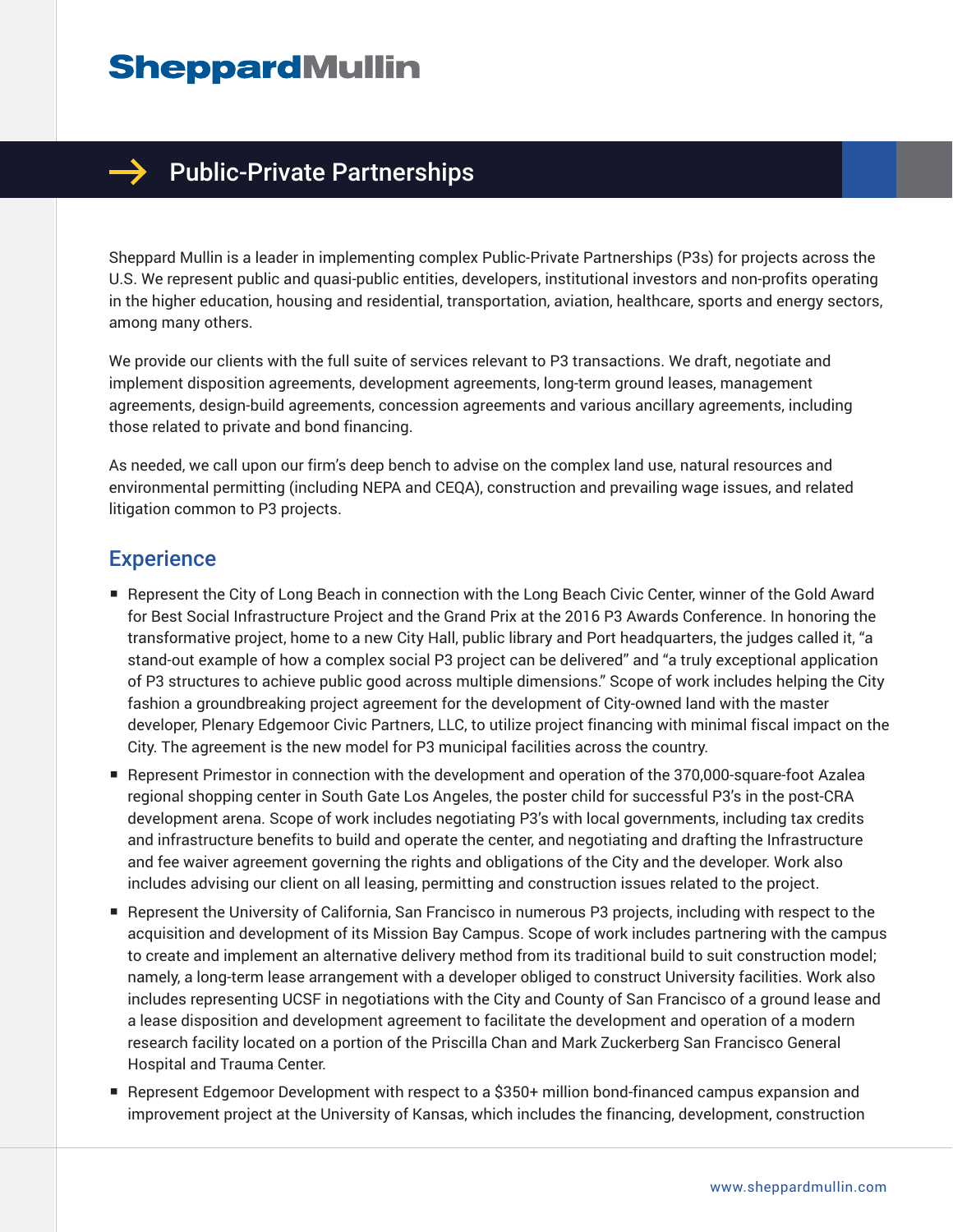# Sheppard Mullin

## Public-Private Partnerships

Sheppard Mullin is a leader in implementing complex Public-Private Partnerships (P3s) for projects across the U.S. We represent public and quasi-public entities, developers, institutional investors and non-profits operating in the higher education, housing and residential, transportation, aviation, healthcare, sports and energy sectors, among many others.

We provide our clients with the full suite of services relevant to P3 transactions. We draft, negotiate and implement disposition agreements, development agreements, long-term ground leases, management agreements, design-build agreements, concession agreements and various ancillary agreements, including those related to private and bond financing.

As needed, we call upon our firm's deep bench to advise on the complex land use, natural resources and environmental permitting (including NEPA and CEQA), construction and prevailing wage issues, and related litigation common to P3 projects.

## Experience

- Represent the City of Long Beach in connection with the Long Beach Civic Center, winner of the Gold Award for Best Social Infrastructure Project and the Grand Prix at the 2016 P3 Awards Conference. In honoring the transformative project, home to a new City Hall, public library and Port headquarters, the judges called it, "a stand-out example of how a complex social P3 project can be delivered" and "a truly exceptional application of P3 structures to achieve public good across multiple dimensions." Scope of work includes helping the City fashion a groundbreaking project agreement for the development of City-owned land with the master developer, Plenary Edgemoor Civic Partners, LLC, to utilize project financing with minimal fiscal impact on the City. The agreement is the new model for P3 municipal facilities across the country.
- Represent Primestor in connection with the development and operation of the 370,000-square-foot Azalea regional shopping center in South Gate Los Angeles, the poster child for successful P3's in the post-CRA development arena. Scope of work includes negotiating P3's with local governments, including tax credits and infrastructure benefits to build and operate the center, and negotiating and drafting the Infrastructure and fee waiver agreement governing the rights and obligations of the City and the developer. Work also includes advising our client on all leasing, permitting and construction issues related to the project.
- Represent the University of California, San Francisco in numerous P3 projects, including with respect to the acquisition and development of its Mission Bay Campus. Scope of work includes partnering with the campus to create and implement an alternative delivery method from its traditional build to suit construction model; namely, a long-term lease arrangement with a developer obliged to construct University facilities. Work also includes representing UCSF in negotiations with the City and County of San Francisco of a ground lease and a lease disposition and development agreement to facilitate the development and operation of a modern research facility located on a portion of the Priscilla Chan and Mark Zuckerberg San Francisco General Hospital and Trauma Center.
- Represent Edgemoor Development with respect to a $350+ million bond-financed campus expansion and improvement project at the University of Kansas, which includes the financing, development, construction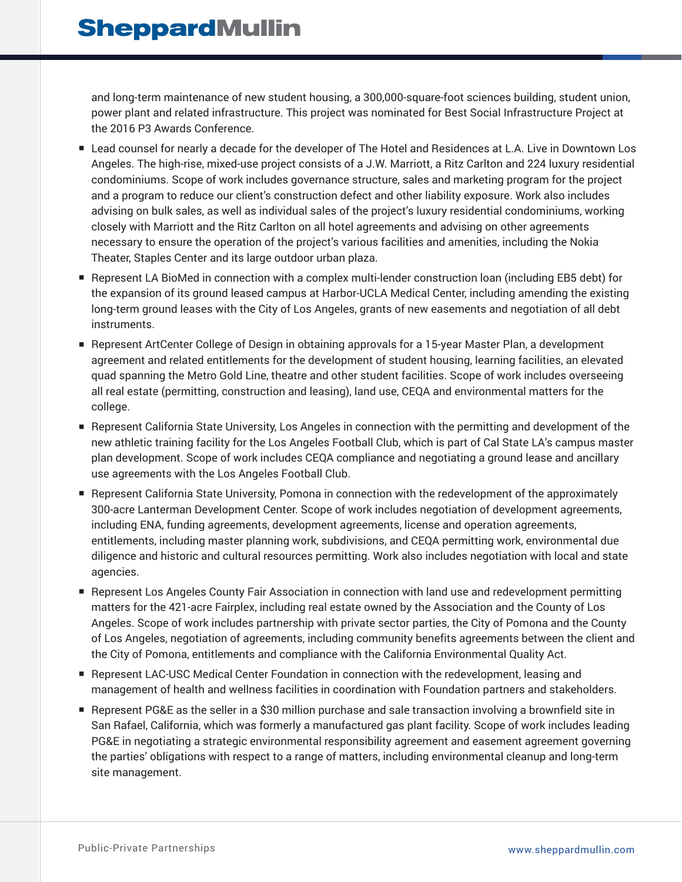and long-term maintenance of new student housing, a 300,000-square-foot sciences building, student union, power plant and related infrastructure. This project was nominated for Best Social Infrastructure Project at the 2016 P3 Awards Conference.

- Lead counsel for nearly a decade for the developer of The Hotel and Residences at L.A. Live in Downtown Los Angeles. The high-rise, mixed-use project consists of a J.W. Marriott, a Ritz Carlton and 224 luxury residential condominiums. Scope of work includes governance structure, sales and marketing program for the project and a program to reduce our client's construction defect and other liability exposure. Work also includes advising on bulk sales, as well as individual sales of the project's luxury residential condominiums, working closely with Marriott and the Ritz Carlton on all hotel agreements and advising on other agreements necessary to ensure the operation of the project's various facilities and amenities, including the Nokia Theater, Staples Center and its large outdoor urban plaza.
- Represent LA BioMed in connection with a complex multi-lender construction loan (including EB5 debt) for the expansion of its ground leased campus at Harbor-UCLA Medical Center, including amending the existing long-term ground leases with the City of Los Angeles, grants of new easements and negotiation of all debt instruments.
- Represent ArtCenter College of Design in obtaining approvals for a 15-year Master Plan, a development agreement and related entitlements for the development of student housing, learning facilities, an elevated quad spanning the Metro Gold Line, theatre and other student facilities. Scope of work includes overseeing all real estate (permitting, construction and leasing), land use, CEQA and environmental matters for the college.
- Represent California State University, Los Angeles in connection with the permitting and development of the new athletic training facility for the Los Angeles Football Club, which is part of Cal State LA's campus master plan development. Scope of work includes CEQA compliance and negotiating a ground lease and ancillary use agreements with the Los Angeles Football Club.
- Represent California State University, Pomona in connection with the redevelopment of the approximately 300-acre Lanterman Development Center. Scope of work includes negotiation of development agreements, including ENA, funding agreements, development agreements, license and operation agreements, entitlements, including master planning work, subdivisions, and CEQA permitting work, environmental due diligence and historic and cultural resources permitting. Work also includes negotiation with local and state agencies.
- Represent Los Angeles County Fair Association in connection with land use and redevelopment permitting matters for the 421-acre Fairplex, including real estate owned by the Association and the County of Los Angeles. Scope of work includes partnership with private sector parties, the City of Pomona and the County of Los Angeles, negotiation of agreements, including community benefits agreements between the client and the City of Pomona, entitlements and compliance with the California Environmental Quality Act.
- Represent LAC-USC Medical Center Foundation in connection with the redevelopment, leasing and management of health and wellness facilities in coordination with Foundation partners and stakeholders.
- Represent PG&E as the seller in a $30 million purchase and sale transaction involving a brownfield site in San Rafael, California, which was formerly a manufactured gas plant facility. Scope of work includes leading PG&E in negotiating a strategic environmental responsibility agreement and easement agreement governing the parties' obligations with respect to a range of matters, including environmental cleanup and long-term site management.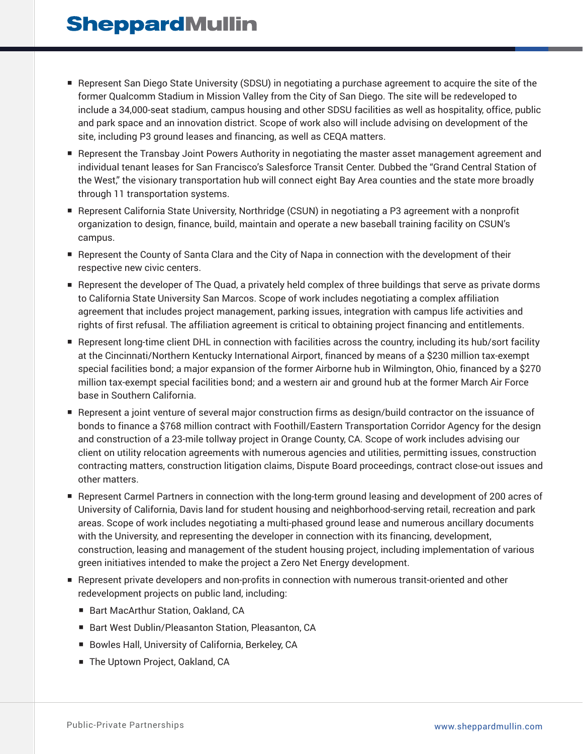- Represent San Diego State University (SDSU) in negotiating a purchase agreement to acquire the site of the former Qualcomm Stadium in Mission Valley from the City of San Diego. The site will be redeveloped to include a 34,000-seat stadium, campus housing and other SDSU facilities as well as hospitality, office, public and park space and an innovation district. Scope of work also will include advising on development of the site, including P3 ground leases and financing, as well as CEQA matters.
- Represent the Transbay Joint Powers Authority in negotiating the master asset management agreement and individual tenant leases for San Francisco's Salesforce Transit Center. Dubbed the "Grand Central Station of the West," the visionary transportation hub will connect eight Bay Area counties and the state more broadly through 11 transportation systems.
- Represent California State University, Northridge (CSUN) in negotiating a P3 agreement with a nonprofit organization to design, finance, build, maintain and operate a new baseball training facility on CSUN's campus.
- Represent the County of Santa Clara and the City of Napa in connection with the development of their respective new civic centers.
- Represent the developer of The Quad, a privately held complex of three buildings that serve as private dorms to California State University San Marcos. Scope of work includes negotiating a complex affiliation agreement that includes project management, parking issues, integration with campus life activities and rights of first refusal. The affiliation agreement is critical to obtaining project financing and entitlements.
- Represent long-time client DHL in connection with facilities across the country, including its hub/sort facility at the Cincinnati/Northern Kentucky International Airport, financed by means of a $230 million tax-exempt special facilities bond; a major expansion of the former Airborne hub in Wilmington, Ohio, financed by a $270 million tax-exempt special facilities bond; and a western air and ground hub at the former March Air Force base in Southern California.
- Represent a joint venture of several major construction firms as design/build contractor on the issuance of bonds to finance a $768 million contract with Foothill/Eastern Transportation Corridor Agency for the design and construction of a 23-mile tollway project in Orange County, CA. Scope of work includes advising our client on utility relocation agreements with numerous agencies and utilities, permitting issues, construction contracting matters, construction litigation claims, Dispute Board proceedings, contract close-out issues and other matters.
- Represent Carmel Partners in connection with the long-term ground leasing and development of 200 acres of University of California, Davis land for student housing and neighborhood-serving retail, recreation and park areas. Scope of work includes negotiating a multi-phased ground lease and numerous ancillary documents with the University, and representing the developer in connection with its financing, development, construction, leasing and management of the student housing project, including implementation of various green initiatives intended to make the project a Zero Net Energy development.
- Represent private developers and non-profits in connection with numerous transit-oriented and other redevelopment projects on public land, including:
  - Bart MacArthur Station, Oakland, CA
  - Bart West Dublin/Pleasanton Station, Pleasanton, CA
  - Bowles Hall, University of California, Berkeley, CA
  - The Uptown Project, Oakland, CA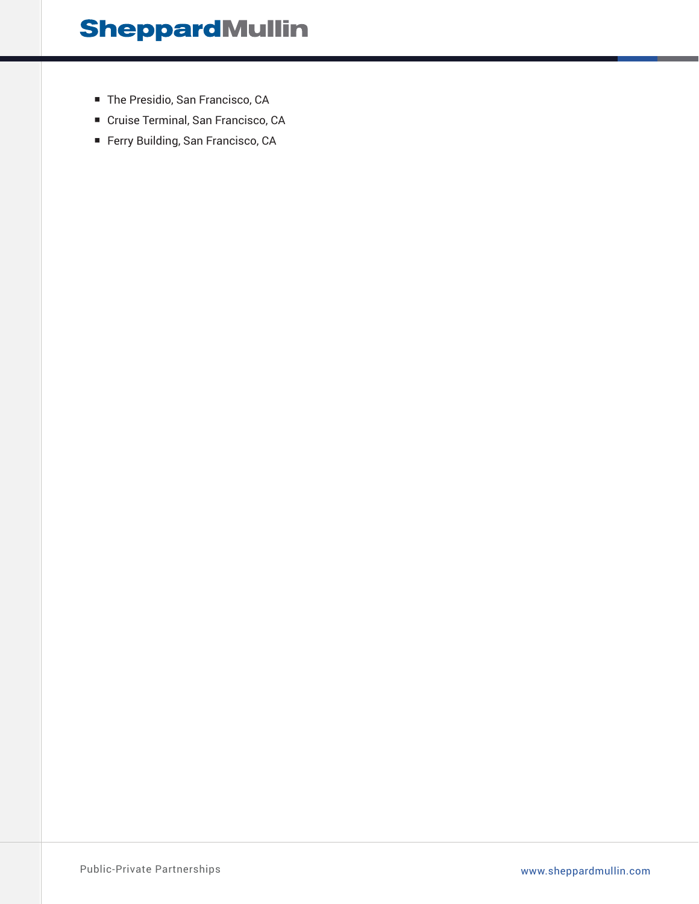- The Presidio, San Francisco, CA
- Cruise Terminal, San Francisco, CA
- Ferry Building, San Francisco, CA